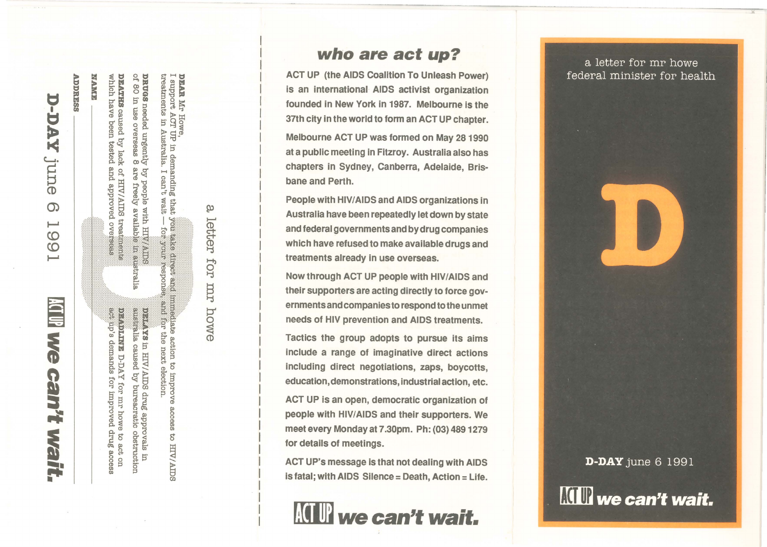a letter for mr howe

**DEAR** Mr Howe,
I support ACT UP in demanding that you take direct and immediate action to improve access to HIV/AIDS treatments in Australia. I can't wait — for your response, and for the next election.

**DRUGS** needed urgently by people with HIV/AIDS of 80 in use overseas & are freely available in australia

**DELAYS** in HIV/AIDS drug approvals in australia caused by bureaucratic obstruction

**DEATHS** caused by lack of HIV/AIDS treatments which have been tested and approved overseas

**DEADLINE** D-DAY for mr howe to act on act up's demands for improved drug access

**NAME** ______________________

**ADDRESS** ______________________

**D-DAY** june 6 1991

ACT UP ***we can't wait.***

## *who are act up?*

ACT UP (the AIDS Coalition To Unleash Power) is an international AIDS activist organization founded in New York in 1987. Melbourne is the 37th city in the world to form an ACT UP chapter.

Melbourne ACT UP was formed on May 28 1990 at a public meeting in Fitzroy. Australia also has chapters in Sydney, Canberra, Adelaide, Brisbane and Perth.

People with HIV/AIDS and AIDS organizations in Australia have been repeatedly let down by state and federal governments and by drug companies which have refused to make available drugs and treatments already in use overseas.

Now through ACT UP people with HIV/AIDS and their supporters are acting directly to force governments and companies to respond to the unmet needs of HIV prevention and AIDS treatments.

Tactics the group adopts to pursue its aims include a range of imaginative direct actions including direct negotiations, zaps, boycotts, education, demonstrations, industrial action, etc.

ACT UP is an open, democratic organization of people with HIV/AIDS and their supporters. We meet every Monday at 7.30pm. Ph: (03) 489 1279 for details of meetings.

ACT UP's message is that not dealing with AIDS is fatal; with AIDS Silence = Death, Action = Life.

ACT UP ***we can't wait.***

a letter for mr howe
federal minister for health

D

**D-DAY** june 6 1991

ACT UP ***we can't wait.***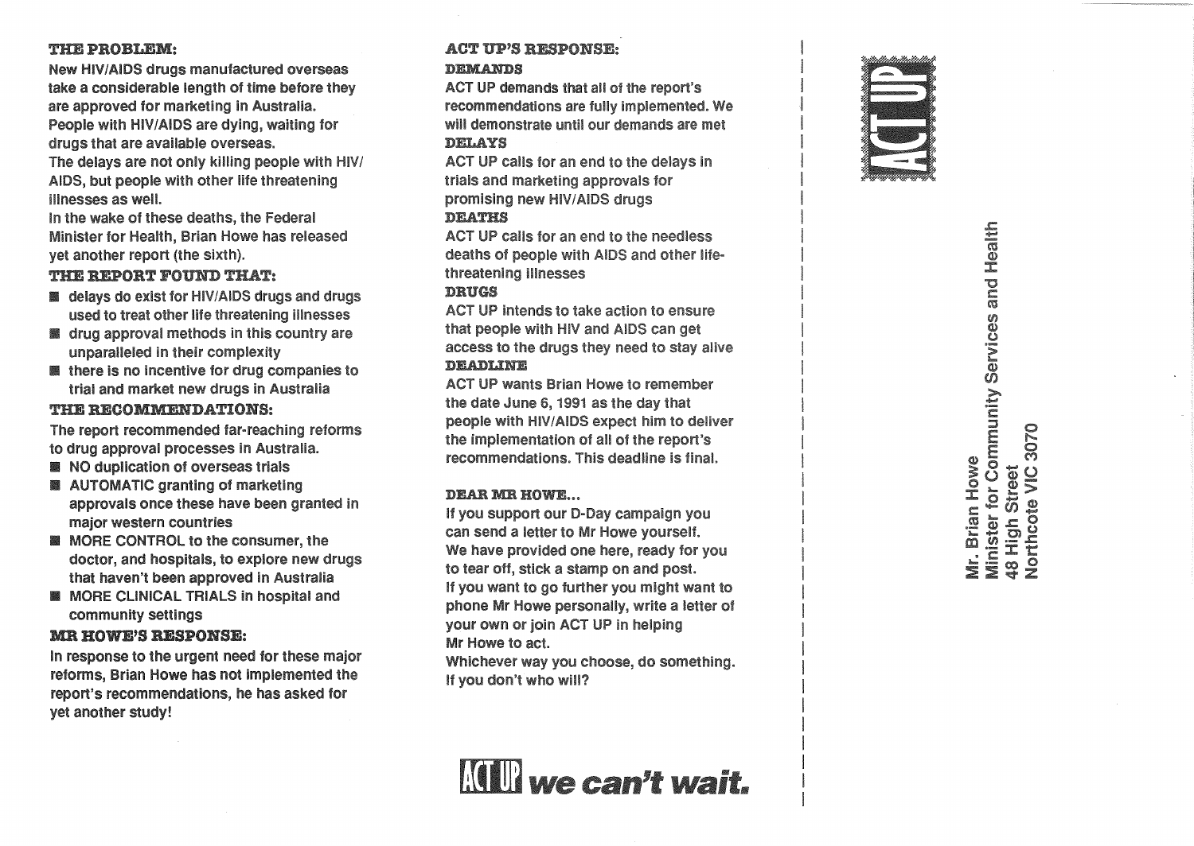## THE PROBLEM:

New HIV/AIDS drugs manufactured overseas take a considerable length of time before they are approved for marketing in Australia. People with HIV/AIDS are dying, waiting for drugs that are available overseas.

The delays are not only killing people with HIV/AIDS, but people with other life threatening illnesses as well.

In the wake of these deaths, the Federal Minister for Health, Brian Howe has released yet another report (the sixth).

## THE REPORT FOUND THAT:

- delays do exist for HIV/AIDS drugs and drugs used to treat other life threatening illnesses
- drug approval methods in this country are unparalleled in their complexity
- there is no incentive for drug companies to trial and market new drugs in Australia

## THE RECOMMENDATIONS:

The report recommended far-reaching reforms to drug approval processes in Australia.

- NO duplication of overseas trials
- AUTOMATIC granting of marketing approvals once these have been granted in major western countries
- MORE CONTROL to the consumer, the doctor, and hospitals, to explore new drugs that haven't been approved in Australia
- MORE CLINICAL TRIALS in hospital and community settings

## MR HOWE'S RESPONSE:

In response to the urgent need for these major reforms, Brian Howe has not implemented the report's recommendations, he has asked for yet another study!

## ACT UP'S RESPONSE:

### DEMANDS

ACT UP demands that all of the report's recommendations are fully implemented. We will demonstrate until our demands are met

### DELAYS

ACT UP calls for an end to the delays in trials and marketing approvals for promising new HIV/AIDS drugs

### DEATHS

ACT UP calls for an end to the needless deaths of people with AIDS and other life-threatening illnesses

### DRUGS

ACT UP intends to take action to ensure that people with HIV and AIDS can get access to the drugs they need to stay alive

### DEADLINE

ACT UP wants Brian Howe to remember the date June 6, 1991 as the day that people with HIV/AIDS expect him to deliver the implementation of all of the report's recommendations. This deadline is final.

## DEAR MR HOWE...

If you support our D-Day campaign you can send a letter to Mr Howe yourself. We have provided one here, ready for you to tear off, stick a stamp on and post.

If you want to go further you might want to phone Mr Howe personally, write a letter of your own or join ACT UP in helping Mr Howe to act.

Whichever way you choose, do something. If you don't who will?

**ACT UP we can't wait.**

ACT UP

Mr. Brian Howe
Minister for Community Services and Health
48 High Street
Northcote VIC 3070